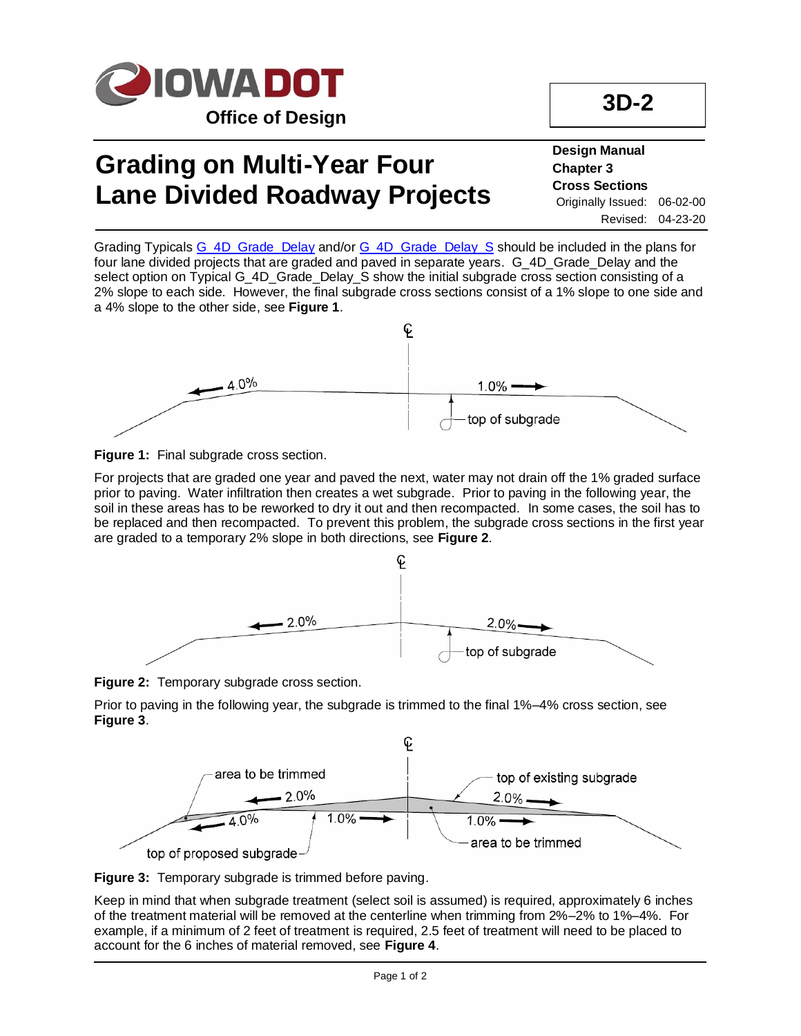IOWA DOT

Office of Design

**3D-2**

# Grading on Multi-Year Four Lane Divided Roadway Projects

**Design Manual**
**Chapter 3**
**Cross Sections**
Originally Issued: 06-02-00
Revised: 04-23-20

Grading Typicals [G_4D_Grade_Delay] and/or [G_4D_Grade_Delay_S] should be included in the plans for four lane divided projects that are graded and paved in separate years. G_4D_Grade_Delay and the select option on Typical G_4D_Grade_Delay_S show the initial subgrade cross section consisting of a 2% slope to each side. However, the final subgrade cross sections consist of a 1% slope to one side and a 4% slope to the other side, see **Figure 1**.

℄
4.0%
1.0%
top of subgrade

**Figure 1:** Final subgrade cross section.

For projects that are graded one year and paved the next, water may not drain off the 1% graded surface prior to paving. Water infiltration then creates a wet subgrade. Prior to paving in the following year, the soil in these areas has to be reworked to dry it out and then recompacted. In some cases, the soil has to be replaced and then recompacted. To prevent this problem, the subgrade cross sections in the first year are graded to a temporary 2% slope in both directions, see **Figure 2**.

℄
2.0%
2.0%
top of subgrade

**Figure 2:** Temporary subgrade cross section.

Prior to paving in the following year, the subgrade is trimmed to the final 1%–4% cross section, see **Figure 3**.

℄
area to be trimmed
2.0%
4.0%
1.0%
top of proposed subgrade
top of existing subgrade
2.0%
1.0%
area to be trimmed

**Figure 3:** Temporary subgrade is trimmed before paving.

Keep in mind that when subgrade treatment (select soil is assumed) is required, approximately 6 inches of the treatment material will be removed at the centerline when trimming from 2%–2% to 1%–4%. For example, if a minimum of 2 feet of treatment is required, 2.5 feet of treatment will need to be placed to account for the 6 inches of material removed, see **Figure 4**.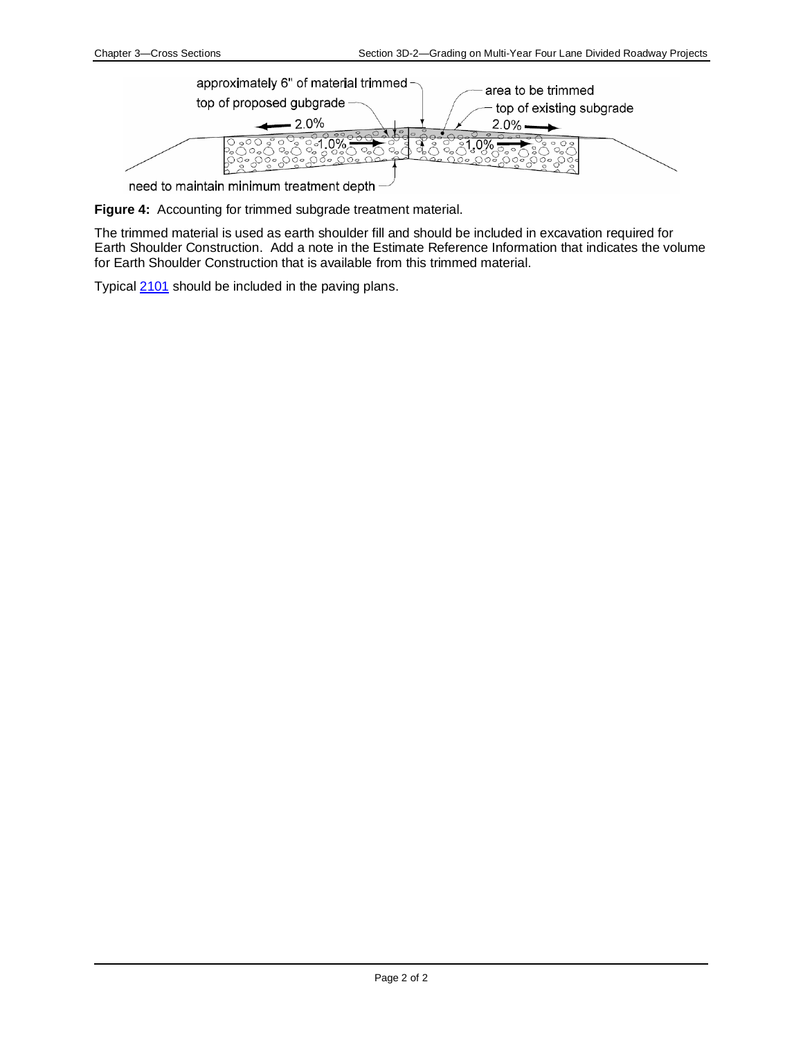approximately 6" of material trimmed

top of proposed gubgrade

2.0%

1.0%

area to be trimmed

top of existing subgrade

2.0%

1.0%

need to maintain minimum treatment depth

**Figure 4:** Accounting for trimmed subgrade treatment material.

The trimmed material is used as earth shoulder fill and should be included in excavation required for Earth Shoulder Construction. Add a note in the Estimate Reference Information that indicates the volume for Earth Shoulder Construction that is available from this trimmed material.

Typical 2101 should be included in the paving plans.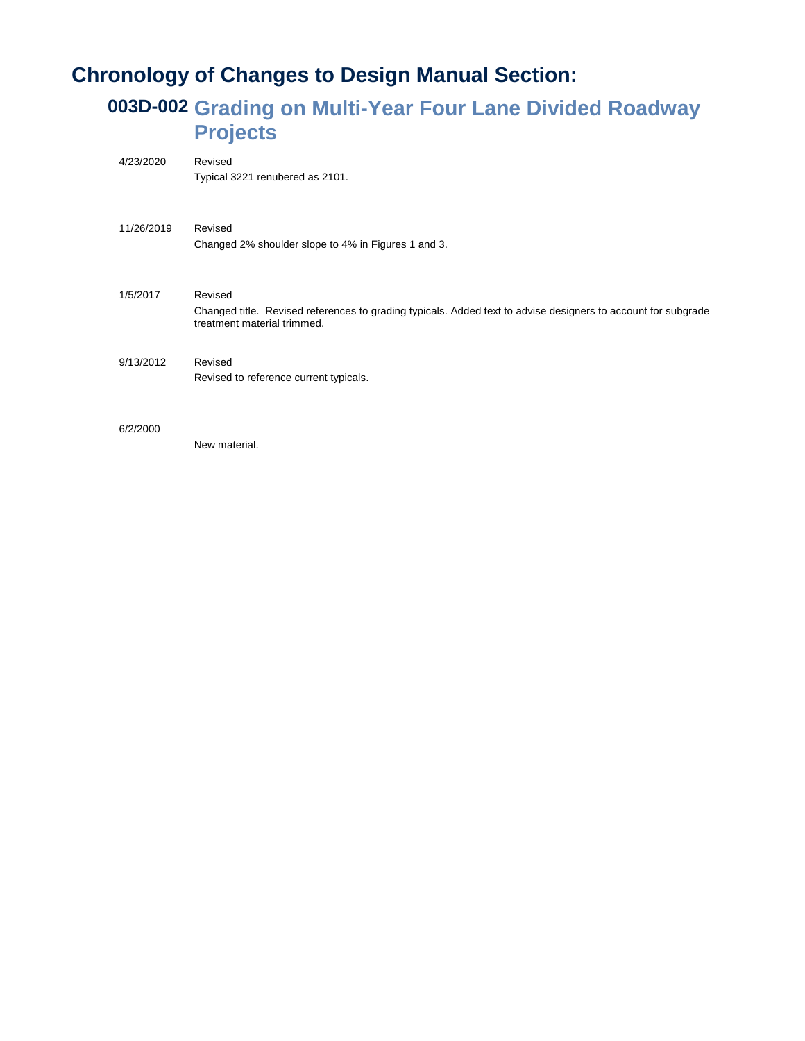# Chronology of Changes to Design Manual Section:

## 003D-002 Grading on Multi-Year Four Lane Divided Roadway Projects

4/23/2020 Revised

Typical 3221 renubered as 2101.

11/26/2019 Revised

Changed 2% shoulder slope to 4% in Figures 1 and 3.

1/5/2017 Revised

Changed title. Revised references to grading typicals. Added text to advise designers to account for subgrade treatment material trimmed.

9/13/2012 Revised

Revised to reference current typicals.

6/2/2000

New material.